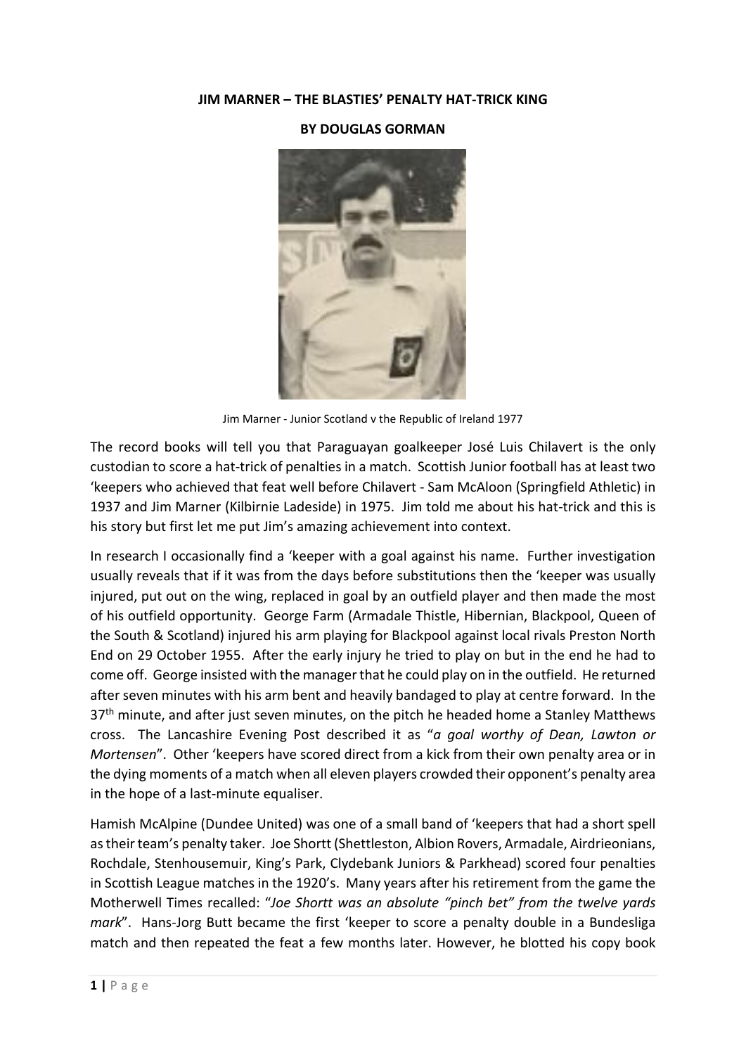**JIM MARNER – THE BLASTIES' PENALTY HAT-TRICK KING**

**BY DOUGLAS GORMAN**

Jim Marner - Junior Scotland v the Republic of Ireland 1977

The record books will tell you that Paraguayan goalkeeper José Luis Chilavert is the only custodian to score a hat-trick of penalties in a match. Scottish Junior football has at least two 'keepers who achieved that feat well before Chilavert - Sam McAloon (Springfield Athletic) in 1937 and Jim Marner (Kilbirnie Ladeside) in 1975. Jim told me about his hat-trick and this is his story but first let me put Jim's amazing achievement into context.

In research I occasionally find a 'keeper with a goal against his name. Further investigation usually reveals that if it was from the days before substitutions then the 'keeper was usually injured, put out on the wing, replaced in goal by an outfield player and then made the most of his outfield opportunity. George Farm (Armadale Thistle, Hibernian, Blackpool, Queen of the South & Scotland) injured his arm playing for Blackpool against local rivals Preston North End on 29 October 1955. After the early injury he tried to play on but in the end he had to come off. George insisted with the manager that he could play on in the outfield. He returned after seven minutes with his arm bent and heavily bandaged to play at centre forward. In the 37th minute, and after just seven minutes, on the pitch he headed home a Stanley Matthews cross. The Lancashire Evening Post described it as "*a goal worthy of Dean, Lawton or Mortensen*". Other 'keepers have scored direct from a kick from their own penalty area or in the dying moments of a match when all eleven players crowded their opponent's penalty area in the hope of a last-minute equaliser.

Hamish McAlpine (Dundee United) was one of a small band of 'keepers that had a short spell as their team's penalty taker. Joe Shortt (Shettleston, Albion Rovers, Armadale, Airdrieonians, Rochdale, Stenhousemuir, King's Park, Clydebank Juniors & Parkhead) scored four penalties in Scottish League matches in the 1920's. Many years after his retirement from the game the Motherwell Times recalled: "*Joe Shortt was an absolute "pinch bet" from the twelve yards mark*". Hans-Jorg Butt became the first 'keeper to score a penalty double in a Bundesliga match and then repeated the feat a few months later. However, he blotted his copy book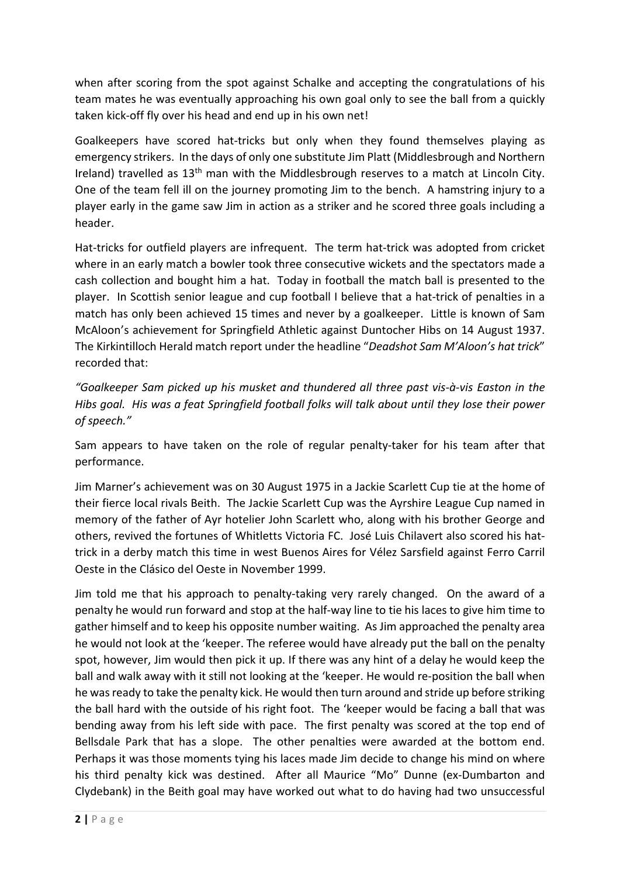when after scoring from the spot against Schalke and accepting the congratulations of his team mates he was eventually approaching his own goal only to see the ball from a quickly taken kick-off fly over his head and end up in his own net!

Goalkeepers have scored hat-tricks but only when they found themselves playing as emergency strikers. In the days of only one substitute Jim Platt (Middlesbrough and Northern Ireland) travelled as 13th man with the Middlesbrough reserves to a match at Lincoln City. One of the team fell ill on the journey promoting Jim to the bench. A hamstring injury to a player early in the game saw Jim in action as a striker and he scored three goals including a header.

Hat-tricks for outfield players are infrequent. The term hat-trick was adopted from cricket where in an early match a bowler took three consecutive wickets and the spectators made a cash collection and bought him a hat. Today in football the match ball is presented to the player. In Scottish senior league and cup football I believe that a hat-trick of penalties in a match has only been achieved 15 times and never by a goalkeeper. Little is known of Sam McAloon's achievement for Springfield Athletic against Duntocher Hibs on 14 August 1937. The Kirkintilloch Herald match report under the headline "*Deadshot Sam M'Aloon's hat trick*" recorded that:

*"Goalkeeper Sam picked up his musket and thundered all three past vis-à-vis Easton in the Hibs goal. His was a feat Springfield football folks will talk about until they lose their power of speech."*

Sam appears to have taken on the role of regular penalty-taker for his team after that performance.

Jim Marner's achievement was on 30 August 1975 in a Jackie Scarlett Cup tie at the home of their fierce local rivals Beith. The Jackie Scarlett Cup was the Ayrshire League Cup named in memory of the father of Ayr hotelier John Scarlett who, along with his brother George and others, revived the fortunes of Whitletts Victoria FC. José Luis Chilavert also scored his hat-trick in a derby match this time in west Buenos Aires for Vélez Sarsfield against Ferro Carril Oeste in the Clásico del Oeste in November 1999.

Jim told me that his approach to penalty-taking very rarely changed. On the award of a penalty he would run forward and stop at the half-way line to tie his laces to give him time to gather himself and to keep his opposite number waiting. As Jim approached the penalty area he would not look at the 'keeper. The referee would have already put the ball on the penalty spot, however, Jim would then pick it up. If there was any hint of a delay he would keep the ball and walk away with it still not looking at the 'keeper. He would re-position the ball when he was ready to take the penalty kick. He would then turn around and stride up before striking the ball hard with the outside of his right foot. The 'keeper would be facing a ball that was bending away from his left side with pace. The first penalty was scored at the top end of Bellsdale Park that has a slope. The other penalties were awarded at the bottom end. Perhaps it was those moments tying his laces made Jim decide to change his mind on where his third penalty kick was destined. After all Maurice "Mo" Dunne (ex-Dumbarton and Clydebank) in the Beith goal may have worked out what to do having had two unsuccessful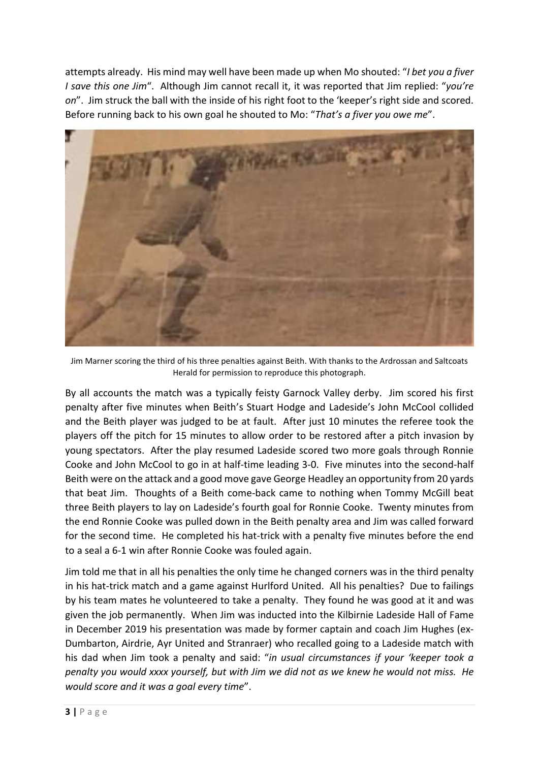attempts already. His mind may well have been made up when Mo shouted: "*I bet you a fiver I save this one Jim*". Although Jim cannot recall it, it was reported that Jim replied: "*you're on*". Jim struck the ball with the inside of his right foot to the 'keeper's right side and scored. Before running back to his own goal he shouted to Mo: "*That's a fiver you owe me*".

Jim Marner scoring the third of his three penalties against Beith. With thanks to the Ardrossan and Saltcoats Herald for permission to reproduce this photograph.

By all accounts the match was a typically feisty Garnock Valley derby. Jim scored his first penalty after five minutes when Beith's Stuart Hodge and Ladeside's John McCool collided and the Beith player was judged to be at fault. After just 10 minutes the referee took the players off the pitch for 15 minutes to allow order to be restored after a pitch invasion by young spectators. After the play resumed Ladeside scored two more goals through Ronnie Cooke and John McCool to go in at half-time leading 3-0. Five minutes into the second-half Beith were on the attack and a good move gave George Headley an opportunity from 20 yards that beat Jim. Thoughts of a Beith come-back came to nothing when Tommy McGill beat three Beith players to lay on Ladeside's fourth goal for Ronnie Cooke. Twenty minutes from the end Ronnie Cooke was pulled down in the Beith penalty area and Jim was called forward for the second time. He completed his hat-trick with a penalty five minutes before the end to a seal a 6-1 win after Ronnie Cooke was fouled again.

Jim told me that in all his penalties the only time he changed corners was in the third penalty in his hat-trick match and a game against Hurlford United. All his penalties? Due to failings by his team mates he volunteered to take a penalty. They found he was good at it and was given the job permanently. When Jim was inducted into the Kilbirnie Ladeside Hall of Fame in December 2019 his presentation was made by former captain and coach Jim Hughes (ex-Dumbarton, Airdrie, Ayr United and Stranraer) who recalled going to a Ladeside match with his dad when Jim took a penalty and said: "*in usual circumstances if your 'keeper took a penalty you would xxxx yourself, but with Jim we did not as we knew he would not miss. He would score and it was a goal every time*".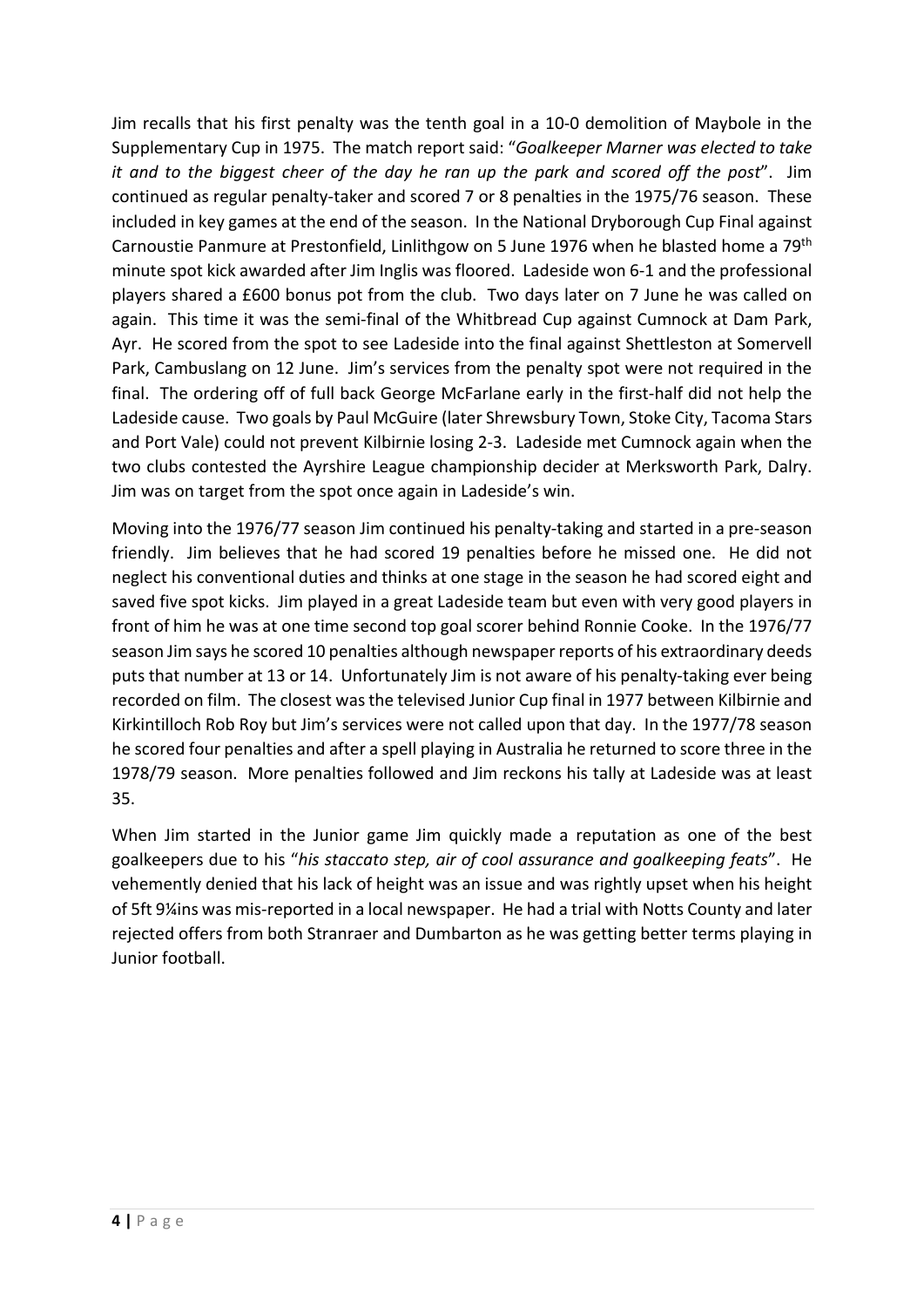Jim recalls that his first penalty was the tenth goal in a 10-0 demolition of Maybole in the Supplementary Cup in 1975. The match report said: "*Goalkeeper Marner was elected to take it and to the biggest cheer of the day he ran up the park and scored off the post*". Jim continued as regular penalty-taker and scored 7 or 8 penalties in the 1975/76 season. These included in key games at the end of the season. In the National Dryborough Cup Final against Carnoustie Panmure at Prestonfield, Linlithgow on 5 June 1976 when he blasted home a 79th minute spot kick awarded after Jim Inglis was floored. Ladeside won 6-1 and the professional players shared a £600 bonus pot from the club. Two days later on 7 June he was called on again. This time it was the semi-final of the Whitbread Cup against Cumnock at Dam Park, Ayr. He scored from the spot to see Ladeside into the final against Shettleston at Somervell Park, Cambuslang on 12 June. Jim's services from the penalty spot were not required in the final. The ordering off of full back George McFarlane early in the first-half did not help the Ladeside cause. Two goals by Paul McGuire (later Shrewsbury Town, Stoke City, Tacoma Stars and Port Vale) could not prevent Kilbirnie losing 2-3. Ladeside met Cumnock again when the two clubs contested the Ayrshire League championship decider at Merksworth Park, Dalry. Jim was on target from the spot once again in Ladeside's win.

Moving into the 1976/77 season Jim continued his penalty-taking and started in a pre-season friendly. Jim believes that he had scored 19 penalties before he missed one. He did not neglect his conventional duties and thinks at one stage in the season he had scored eight and saved five spot kicks. Jim played in a great Ladeside team but even with very good players in front of him he was at one time second top goal scorer behind Ronnie Cooke. In the 1976/77 season Jim says he scored 10 penalties although newspaper reports of his extraordinary deeds puts that number at 13 or 14. Unfortunately Jim is not aware of his penalty-taking ever being recorded on film. The closest was the televised Junior Cup final in 1977 between Kilbirnie and Kirkintilloch Rob Roy but Jim's services were not called upon that day. In the 1977/78 season he scored four penalties and after a spell playing in Australia he returned to score three in the 1978/79 season. More penalties followed and Jim reckons his tally at Ladeside was at least 35.

When Jim started in the Junior game Jim quickly made a reputation as one of the best goalkeepers due to his "*his staccato step, air of cool assurance and goalkeeping feats*". He vehemently denied that his lack of height was an issue and was rightly upset when his height of 5ft 9¼ins was mis-reported in a local newspaper. He had a trial with Notts County and later rejected offers from both Stranraer and Dumbarton as he was getting better terms playing in Junior football.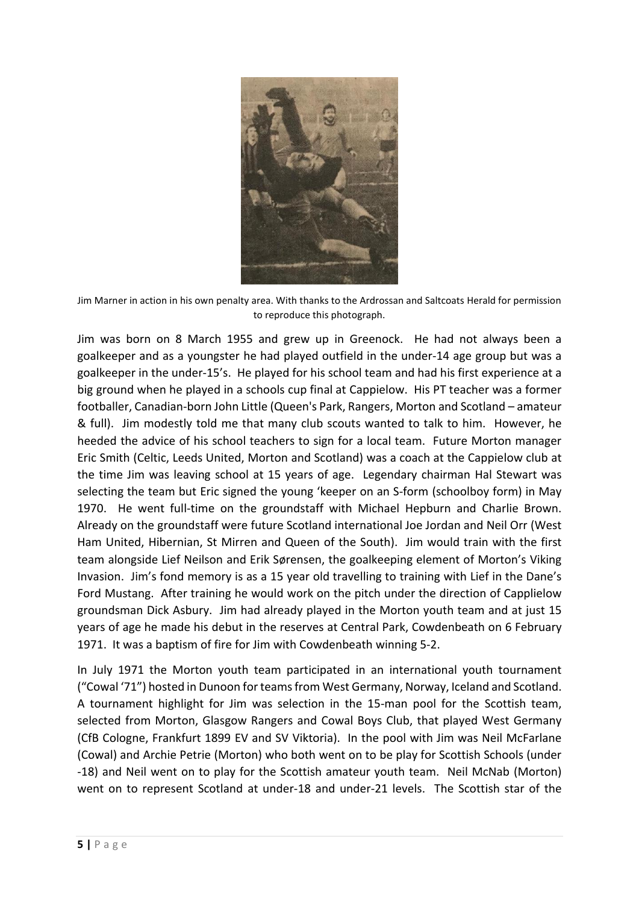Jim Marner in action in his own penalty area. With thanks to the Ardrossan and Saltcoats Herald for permission to reproduce this photograph.

Jim was born on 8 March 1955 and grew up in Greenock. He had not always been a goalkeeper and as a youngster he had played outfield in the under-14 age group but was a goalkeeper in the under-15's. He played for his school team and had his first experience at a big ground when he played in a schools cup final at Cappielow. His PT teacher was a former footballer, Canadian-born John Little (Queen's Park, Rangers, Morton and Scotland – amateur & full). Jim modestly told me that many club scouts wanted to talk to him. However, he heeded the advice of his school teachers to sign for a local team. Future Morton manager Eric Smith (Celtic, Leeds United, Morton and Scotland) was a coach at the Cappielow club at the time Jim was leaving school at 15 years of age. Legendary chairman Hal Stewart was selecting the team but Eric signed the young 'keeper on an S-form (schoolboy form) in May 1970. He went full-time on the groundstaff with Michael Hepburn and Charlie Brown. Already on the groundstaff were future Scotland international Joe Jordan and Neil Orr (West Ham United, Hibernian, St Mirren and Queen of the South). Jim would train with the first team alongside Lief Neilson and Erik Sørensen, the goalkeeping element of Morton's Viking Invasion. Jim's fond memory is as a 15 year old travelling to training with Lief in the Dane's Ford Mustang. After training he would work on the pitch under the direction of Capplielow groundsman Dick Asbury. Jim had already played in the Morton youth team and at just 15 years of age he made his debut in the reserves at Central Park, Cowdenbeath on 6 February 1971. It was a baptism of fire for Jim with Cowdenbeath winning 5-2.

In July 1971 the Morton youth team participated in an international youth tournament ("Cowal '71") hosted in Dunoon for teams from West Germany, Norway, Iceland and Scotland. A tournament highlight for Jim was selection in the 15-man pool for the Scottish team, selected from Morton, Glasgow Rangers and Cowal Boys Club, that played West Germany (CfB Cologne, Frankfurt 1899 EV and SV Viktoria). In the pool with Jim was Neil McFarlane (Cowal) and Archie Petrie (Morton) who both went on to be play for Scottish Schools (under -18) and Neil went on to play for the Scottish amateur youth team. Neil McNab (Morton) went on to represent Scotland at under-18 and under-21 levels. The Scottish star of the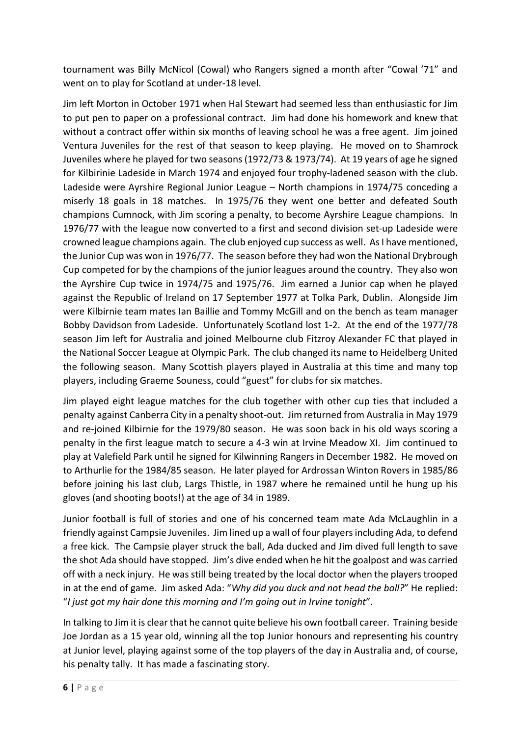tournament was Billy McNicol (Cowal) who Rangers signed a month after "Cowal '71" and went on to play for Scotland at under-18 level.

Jim left Morton in October 1971 when Hal Stewart had seemed less than enthusiastic for Jim to put pen to paper on a professional contract. Jim had done his homework and knew that without a contract offer within six months of leaving school he was a free agent. Jim joined Ventura Juveniles for the rest of that season to keep playing. He moved on to Shamrock Juveniles where he played for two seasons (1972/73 & 1973/74). At 19 years of age he signed for Kilbirinie Ladeside in March 1974 and enjoyed four trophy-ladened season with the club. Ladeside were Ayrshire Regional Junior League – North champions in 1974/75 conceding a miserly 18 goals in 18 matches. In 1975/76 they went one better and defeated South champions Cumnock, with Jim scoring a penalty, to become Ayrshire League champions. In 1976/77 with the league now converted to a first and second division set-up Ladeside were crowned league champions again. The club enjoyed cup success as well. As I have mentioned, the Junior Cup was won in 1976/77. The season before they had won the National Drybrough Cup competed for by the champions of the junior leagues around the country. They also won the Ayrshire Cup twice in 1974/75 and 1975/76. Jim earned a Junior cap when he played against the Republic of Ireland on 17 September 1977 at Tolka Park, Dublin. Alongside Jim were Kilbirnie team mates Ian Baillie and Tommy McGill and on the bench as team manager Bobby Davidson from Ladeside. Unfortunately Scotland lost 1-2. At the end of the 1977/78 season Jim left for Australia and joined Melbourne club Fitzroy Alexander FC that played in the National Soccer League at Olympic Park. The club changed its name to Heidelberg United the following season. Many Scottish players played in Australia at this time and many top players, including Graeme Souness, could "guest" for clubs for six matches.

Jim played eight league matches for the club together with other cup ties that included a penalty against Canberra City in a penalty shoot-out. Jim returned from Australia in May 1979 and re-joined Kilbirnie for the 1979/80 season. He was soon back in his old ways scoring a penalty in the first league match to secure a 4-3 win at Irvine Meadow XI. Jim continued to play at Valefield Park until he signed for Kilwinning Rangers in December 1982. He moved on to Arthurlie for the 1984/85 season. He later played for Ardrossan Winton Rovers in 1985/86 before joining his last club, Largs Thistle, in 1987 where he remained until he hung up his gloves (and shooting boots!) at the age of 34 in 1989.

Junior football is full of stories and one of his concerned team mate Ada McLaughlin in a friendly against Campsie Juveniles. Jim lined up a wall of four players including Ada, to defend a free kick. The Campsie player struck the ball, Ada ducked and Jim dived full length to save the shot Ada should have stopped. Jim's dive ended when he hit the goalpost and was carried off with a neck injury. He was still being treated by the local doctor when the players trooped in at the end of game. Jim asked Ada: "*Why did you duck and not head the ball?*" He replied: "*I just got my hair done this morning and I'm going out in Irvine tonight*".

In talking to Jim it is clear that he cannot quite believe his own football career. Training beside Joe Jordan as a 15 year old, winning all the top Junior honours and representing his country at Junior level, playing against some of the top players of the day in Australia and, of course, his penalty tally. It has made a fascinating story.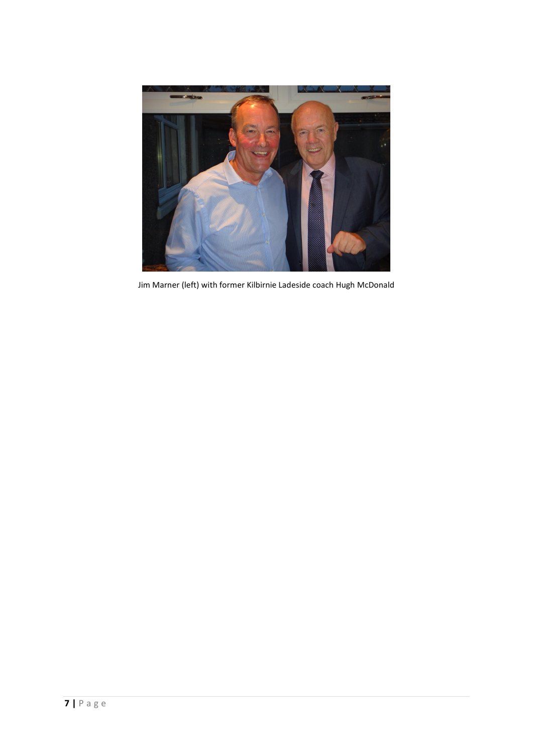Jim Marner (left) with former Kilbirnie Ladeside coach Hugh McDonald